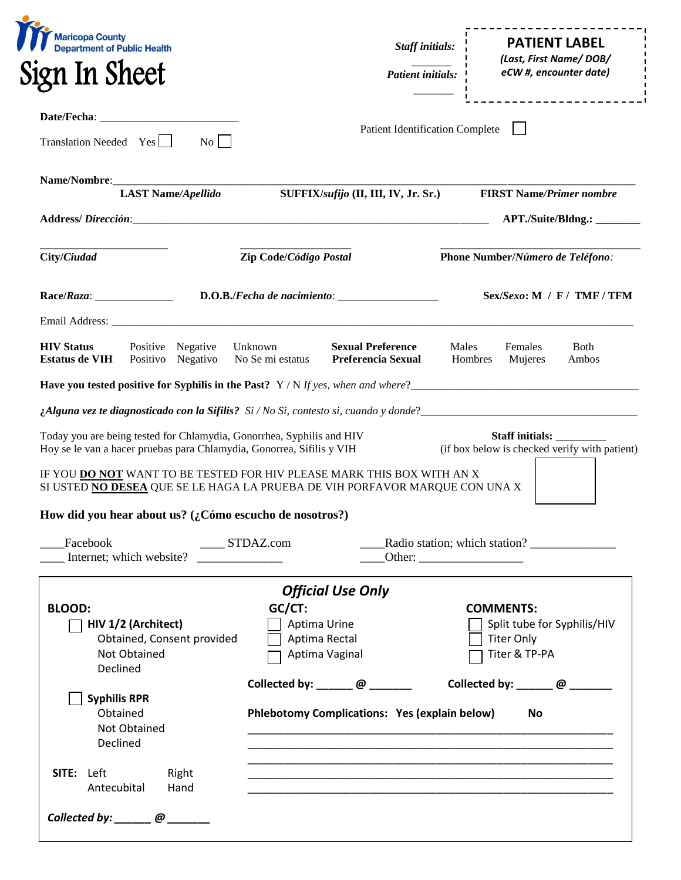Maricopa County
Department of Public Health

# Sign In Sheet

*Staff initials:* _______

*Patient initials:* _______

**PATIENT LABEL**
*(Last, First Name/ DOB/ eCW #, encounter date)*

**Date/Fecha**: ________________________

Translation Needed Yes ☐ No ☐

Patient Identification Complete ☐

**Name/Nombre**:_______________________________________________________________________________

**LAST Name/*Apellido*** **SUFFIX/*sufijo* (II, III, IV, Jr. Sr.)** **FIRST Name/*Primer nombre***

**Address/ *Dirección***:_______________________________________________________________ **APT./Suite/Bldng.:** ________

______________________ ___________________ ___________________________________

**City/*Ciudad*** **Zip Code/*Código Postal*** **Phone Number/*Número de Teléfono*:**

**Race/*Raza*:** ______________ **D.O.B./*Fecha de nacimiento*:** _________________ **Sex/*Sexo*: M / F / TMF / TFM**

Email Address: ________________________________________________________________________________________

**HIV Status** Positive Negative Unknown **Sexual Preference** Males Females Both
**Estatus de VIH** Positivo Negativo No Se mi estatus **Preferencia Sexual** Hombres Mujeres Ambos

**Have you tested positive for Syphilis in the Past?** Y / N *If yes, when and where?*_________________________________________

***¿Alguna vez te diagnosticado con la Sifilis?*** *Si / No Si, contesto si, cuando y donde?*_______________________________________

Today you are being tested for Chlamydia, Gonorrhea, Syphilis and HIV
Hoy se le van a hacer pruebas para Chlamydia, Gonorrea, Sífilis y VIH

**Staff initials:** _________
(if box below is checked verify with patient)

IF YOU **DO NOT** WANT TO BE TESTED FOR HIV PLEASE MARK THIS BOX WITH AN X
SI USTED **NO DESEA** QUE SE LE HAGA LA PRUEBA DE VIH PORFAVOR MARQUE CON UNA X ☐

**How did you hear about us? (¿Cómo escucho de nosotros?)**

____Facebook ____ STDAZ.com ____Radio station; which station? ______________
____ Internet; which website? ______________ ____Other: _________________

## *Official Use Only*

**BLOOD:**
- ☐ **HIV 1/2 (Architect)**
  - Obtained, Consent provided
  - Not Obtained
  - Declined
- ☐ **Syphilis RPR**
  - Obtained
  - Not Obtained
  - Declined

**SITE:** Left Antecubital Right Hand

***Collected by:* ______ *@* _______**

**GC/CT:**
- ☐ Aptima Urine
- ☐ Aptima Rectal
- ☐ Aptima Vaginal

**Collected by: ______ @ _______**

**COMMENTS:**
- ☐ Split tube for Syphilis/HIV
- ☐ Titer Only
- ☐ Titer & TP-PA

**Collected by: ______ @ _______**

**Phlebotomy Complications: Yes (explain below) No**

_______________________________________________________________
_______________________________________________________________
_______________________________________________________________
_______________________________________________________________
_______________________________________________________________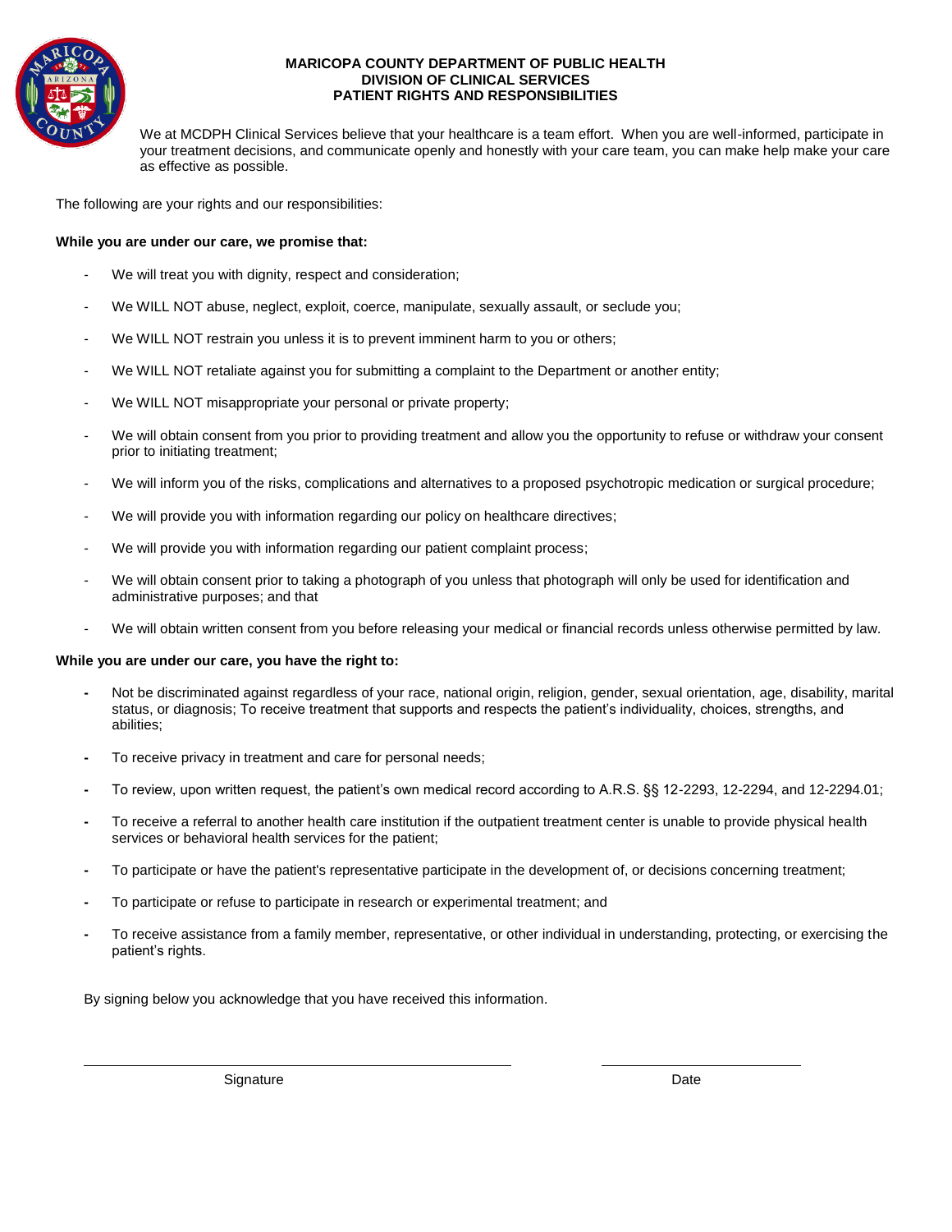**MARICOPA COUNTY DEPARTMENT OF PUBLIC HEALTH**
**DIVISION OF CLINICAL SERVICES**
**PATIENT RIGHTS AND RESPONSIBILITIES**

We at MCDPH Clinical Services believe that your healthcare is a team effort. When you are well-informed, participate in your treatment decisions, and communicate openly and honestly with your care team, you can make help make your care as effective as possible.

The following are your rights and our responsibilities:

**While you are under our care, we promise that:**

- We will treat you with dignity, respect and consideration;
- We WILL NOT abuse, neglect, exploit, coerce, manipulate, sexually assault, or seclude you;
- We WILL NOT restrain you unless it is to prevent imminent harm to you or others;
- We WILL NOT retaliate against you for submitting a complaint to the Department or another entity;
- We WILL NOT misappropriate your personal or private property;
- We will obtain consent from you prior to providing treatment and allow you the opportunity to refuse or withdraw your consent prior to initiating treatment;
- We will inform you of the risks, complications and alternatives to a proposed psychotropic medication or surgical procedure;
- We will provide you with information regarding our policy on healthcare directives;
- We will provide you with information regarding our patient complaint process;
- We will obtain consent prior to taking a photograph of you unless that photograph will only be used for identification and administrative purposes; and that
- We will obtain written consent from you before releasing your medical or financial records unless otherwise permitted by law.

**While you are under our care, you have the right to:**

- Not be discriminated against regardless of your race, national origin, religion, gender, sexual orientation, age, disability, marital status, or diagnosis; To receive treatment that supports and respects the patient's individuality, choices, strengths, and abilities;
- To receive privacy in treatment and care for personal needs;
- To review, upon written request, the patient's own medical record according to A.R.S. §§ 12-2293, 12-2294, and 12-2294.01;
- To receive a referral to another health care institution if the outpatient treatment center is unable to provide physical health services or behavioral health services for the patient;
- To participate or have the patient's representative participate in the development of, or decisions concerning treatment;
- To participate or refuse to participate in research or experimental treatment; and
- To receive assistance from a family member, representative, or other individual in understanding, protecting, or exercising the patient's rights.

By signing below you acknowledge that you have received this information.

\_\_\_\_\_\_\_\_\_\_\_\_\_\_\_\_\_\_\_\_\_\_\_\_\_\_\_\_\_\_\_\_\_\_\_\_\_\_ \_\_\_\_\_\_\_\_\_\_\_\_\_\_\_\_\_\_\_\_

Signature Date